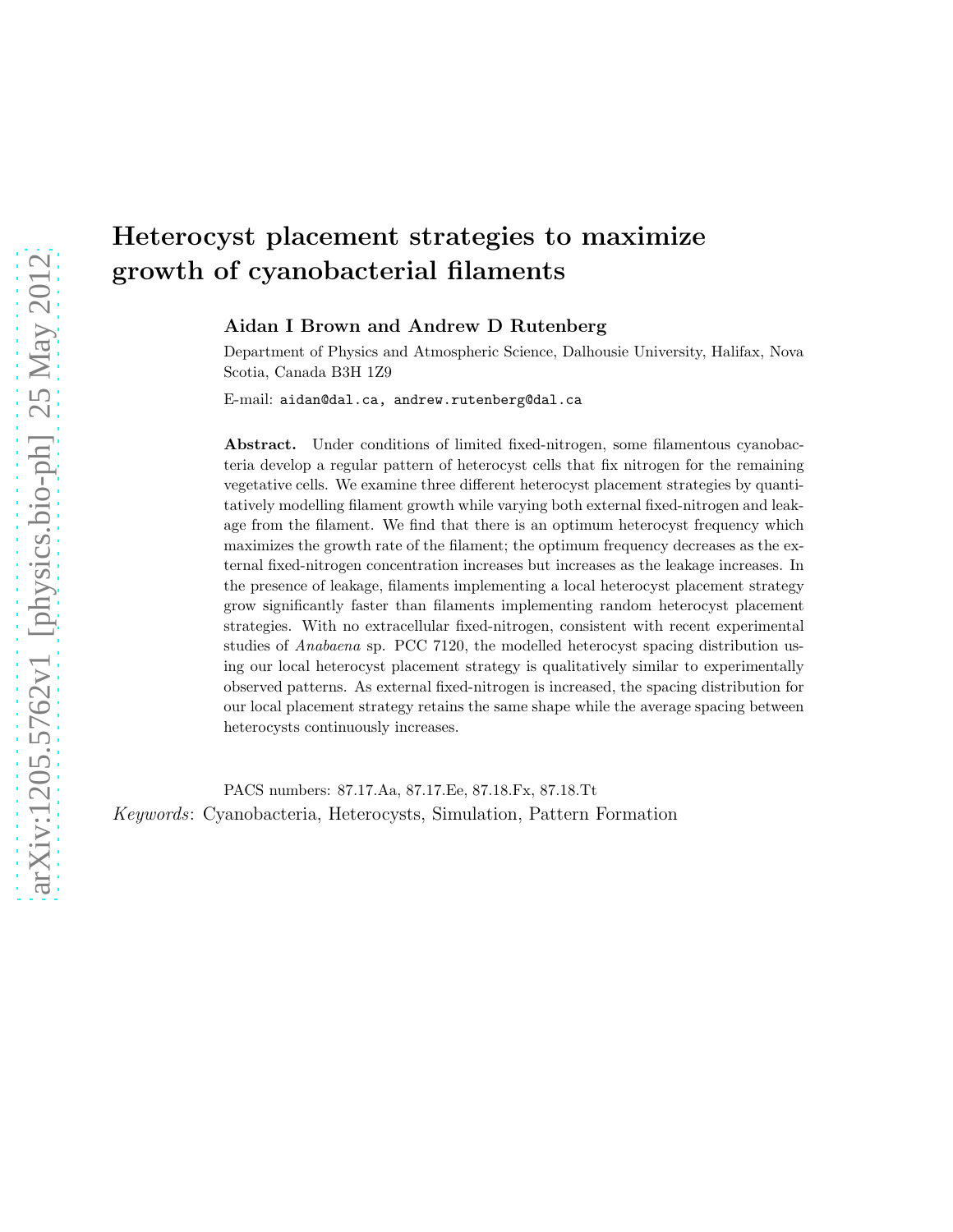# Heterocyst placement strategies to maximize growth of cyanobacterial filaments

**Aidan I Brown and Andrew D Rutenberg**

Department of Physics and Atmospheric Science, Dalhousie University, Halifax, Nova Scotia, Canada B3H 1Z9

E-mail: aidan@dal.ca, andrew.rutenberg@dal.ca

**Abstract.** Under conditions of limited fixed-nitrogen, some filamentous cyanobacteria develop a regular pattern of heterocyst cells that fix nitrogen for the remaining vegetative cells. We examine three different heterocyst placement strategies by quantitatively modelling filament growth while varying both external fixed-nitrogen and leakage from the filament. We find that there is an optimum heterocyst frequency which maximizes the growth rate of the filament; the optimum frequency decreases as the external fixed-nitrogen concentration increases but increases as the leakage increases. In the presence of leakage, filaments implementing a local heterocyst placement strategy grow significantly faster than filaments implementing random heterocyst placement strategies. With no extracellular fixed-nitrogen, consistent with recent experimental studies of *Anabaena* sp. PCC 7120, the modelled heterocyst spacing distribution using our local heterocyst placement strategy is qualitatively similar to experimentally observed patterns. As external fixed-nitrogen is increased, the spacing distribution for our local placement strategy retains the same shape while the average spacing between heterocysts continuously increases.

PACS numbers: 87.17.Aa, 87.17.Ee, 87.18.Fx, 87.18.Tt

*Keywords*: Cyanobacteria, Heterocysts, Simulation, Pattern Formation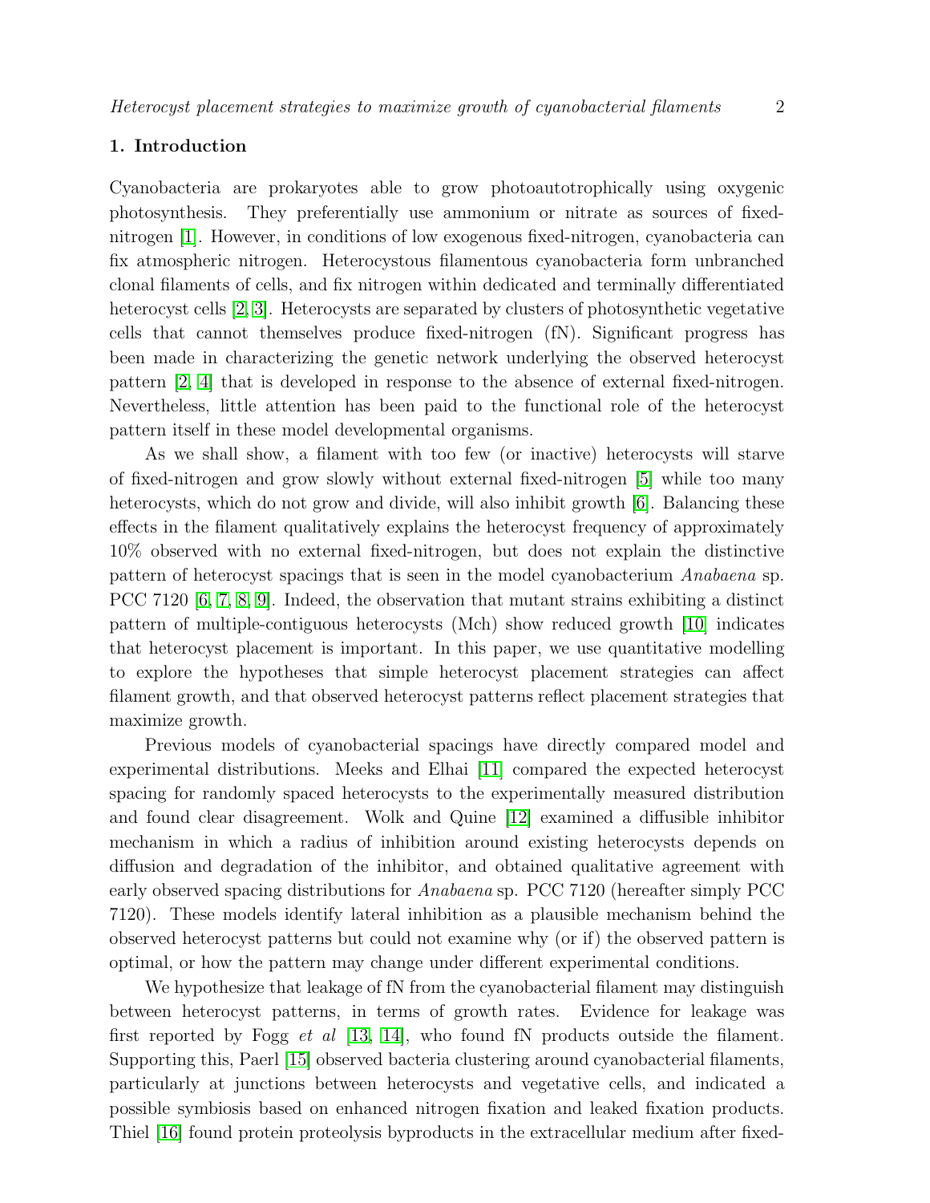## 1. Introduction

Cyanobacteria are prokaryotes able to grow photoautotrophically using oxygenic photosynthesis. They preferentially use ammonium or nitrate as sources of fixed-nitrogen [1]. However, in conditions of low exogenous fixed-nitrogen, cyanobacteria can fix atmospheric nitrogen. Heterocystous filamentous cyanobacteria form unbranched clonal filaments of cells, and fix nitrogen within dedicated and terminally differentiated heterocyst cells [2, 3]. Heterocysts are separated by clusters of photosynthetic vegetative cells that cannot themselves produce fixed-nitrogen (fN). Significant progress has been made in characterizing the genetic network underlying the observed heterocyst pattern [2, 4] that is developed in response to the absence of external fixed-nitrogen. Nevertheless, little attention has been paid to the functional role of the heterocyst pattern itself in these model developmental organisms.

As we shall show, a filament with too few (or inactive) heterocysts will starve of fixed-nitrogen and grow slowly without external fixed-nitrogen [5] while too many heterocysts, which do not grow and divide, will also inhibit growth [6]. Balancing these effects in the filament qualitatively explains the heterocyst frequency of approximately 10% observed with no external fixed-nitrogen, but does not explain the distinctive pattern of heterocyst spacings that is seen in the model cyanobacterium *Anabaena* sp. PCC 7120 [6, 7, 8, 9]. Indeed, the observation that mutant strains exhibiting a distinct pattern of multiple-contiguous heterocysts (Mch) show reduced growth [10] indicates that heterocyst placement is important. In this paper, we use quantitative modelling to explore the hypotheses that simple heterocyst placement strategies can affect filament growth, and that observed heterocyst patterns reflect placement strategies that maximize growth.

Previous models of cyanobacterial spacings have directly compared model and experimental distributions. Meeks and Elhai [11] compared the expected heterocyst spacing for randomly spaced heterocysts to the experimentally measured distribution and found clear disagreement. Wolk and Quine [12] examined a diffusible inhibitor mechanism in which a radius of inhibition around existing heterocysts depends on diffusion and degradation of the inhibitor, and obtained qualitative agreement with early observed spacing distributions for *Anabaena* sp. PCC 7120 (hereafter simply PCC 7120). These models identify lateral inhibition as a plausible mechanism behind the observed heterocyst patterns but could not examine why (or if) the observed pattern is optimal, or how the pattern may change under different experimental conditions.

We hypothesize that leakage of fN from the cyanobacterial filament may distinguish between heterocyst patterns, in terms of growth rates. Evidence for leakage was first reported by Fogg *et al* [13, 14], who found fN products outside the filament. Supporting this, Paerl [15] observed bacteria clustering around cyanobacterial filaments, particularly at junctions between heterocysts and vegetative cells, and indicated a possible symbiosis based on enhanced nitrogen fixation and leaked fixation products. Thiel [16] found protein proteolysis byproducts in the extracellular medium after fixed-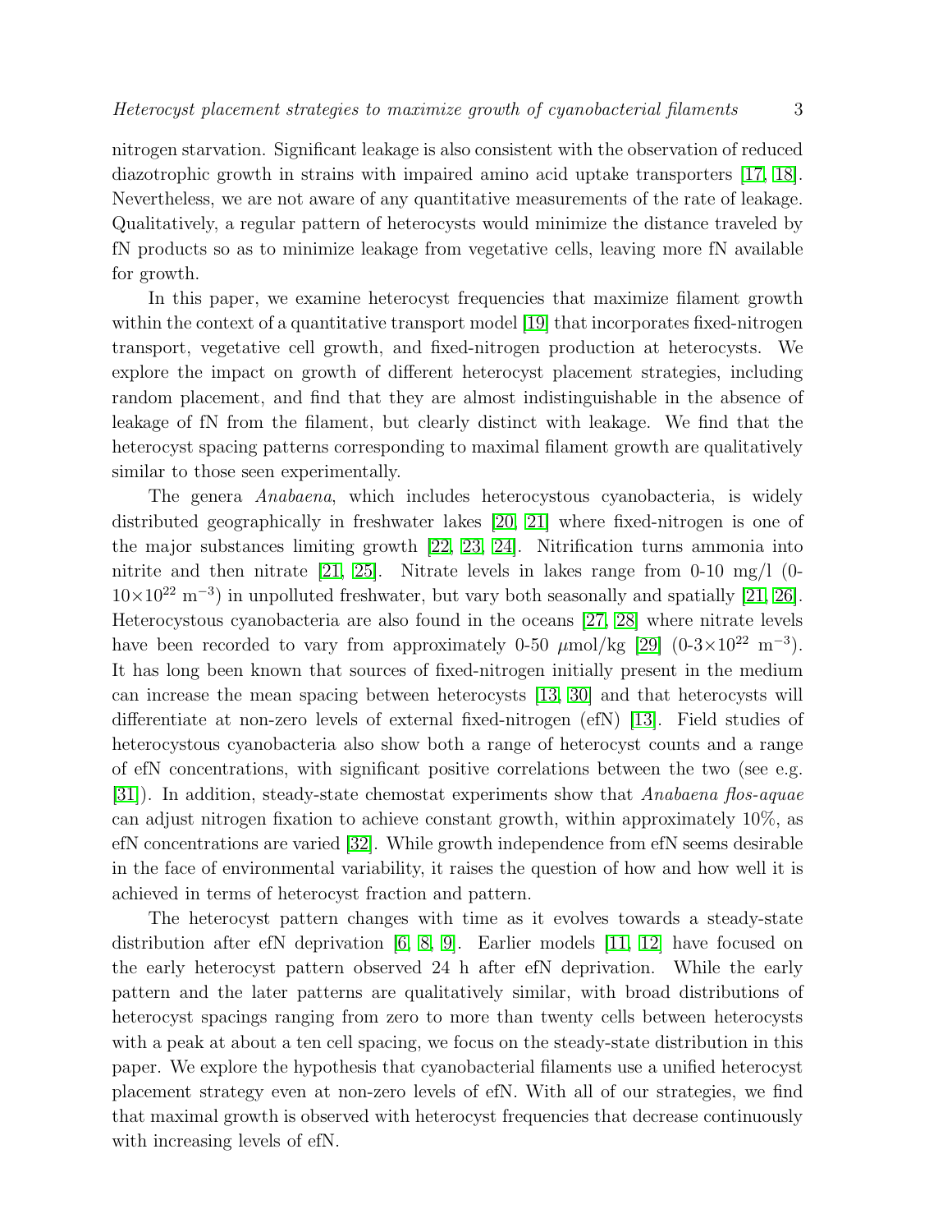nitrogen starvation. Significant leakage is also consistent with the observation of reduced diazotrophic growth in strains with impaired amino acid uptake transporters [17, 18]. Nevertheless, we are not aware of any quantitative measurements of the rate of leakage. Qualitatively, a regular pattern of heterocysts would minimize the distance traveled by fN products so as to minimize leakage from vegetative cells, leaving more fN available for growth.

In this paper, we examine heterocyst frequencies that maximize filament growth within the context of a quantitative transport model [19] that incorporates fixed-nitrogen transport, vegetative cell growth, and fixed-nitrogen production at heterocysts. We explore the impact on growth of different heterocyst placement strategies, including random placement, and find that they are almost indistinguishable in the absence of leakage of fN from the filament, but clearly distinct with leakage. We find that the heterocyst spacing patterns corresponding to maximal filament growth are qualitatively similar to those seen experimentally.

The genera *Anabaena*, which includes heterocystous cyanobacteria, is widely distributed geographically in freshwater lakes [20, 21] where fixed-nitrogen is one of the major substances limiting growth [22, 23, 24]. Nitrification turns ammonia into nitrite and then nitrate [21, 25]. Nitrate levels in lakes range from 0-10 mg/l (0-$10\times10^{22}$ m$^{-3}$) in unpolluted freshwater, but vary both seasonally and spatially [21, 26]. Heterocystous cyanobacteria are also found in the oceans [27, 28] where nitrate levels have been recorded to vary from approximately 0-50 $\mu$mol/kg [29] (0-$3\times10^{22}$ m$^{-3}$). It has long been known that sources of fixed-nitrogen initially present in the medium can increase the mean spacing between heterocysts [13, 30] and that heterocysts will differentiate at non-zero levels of external fixed-nitrogen (efN) [13]. Field studies of heterocystous cyanobacteria also show both a range of heterocyst counts and a range of efN concentrations, with significant positive correlations between the two (see e.g. [31]). In addition, steady-state chemostat experiments show that *Anabaena flos-aquae* can adjust nitrogen fixation to achieve constant growth, within approximately 10%, as efN concentrations are varied [32]. While growth independence from efN seems desirable in the face of environmental variability, it raises the question of how and how well it is achieved in terms of heterocyst fraction and pattern.

The heterocyst pattern changes with time as it evolves towards a steady-state distribution after efN deprivation [6, 8, 9]. Earlier models [11, 12] have focused on the early heterocyst pattern observed 24 h after efN deprivation. While the early pattern and the later patterns are qualitatively similar, with broad distributions of heterocyst spacings ranging from zero to more than twenty cells between heterocysts with a peak at about a ten cell spacing, we focus on the steady-state distribution in this paper. We explore the hypothesis that cyanobacterial filaments use a unified heterocyst placement strategy even at non-zero levels of efN. With all of our strategies, we find that maximal growth is observed with heterocyst frequencies that decrease continuously with increasing levels of efN.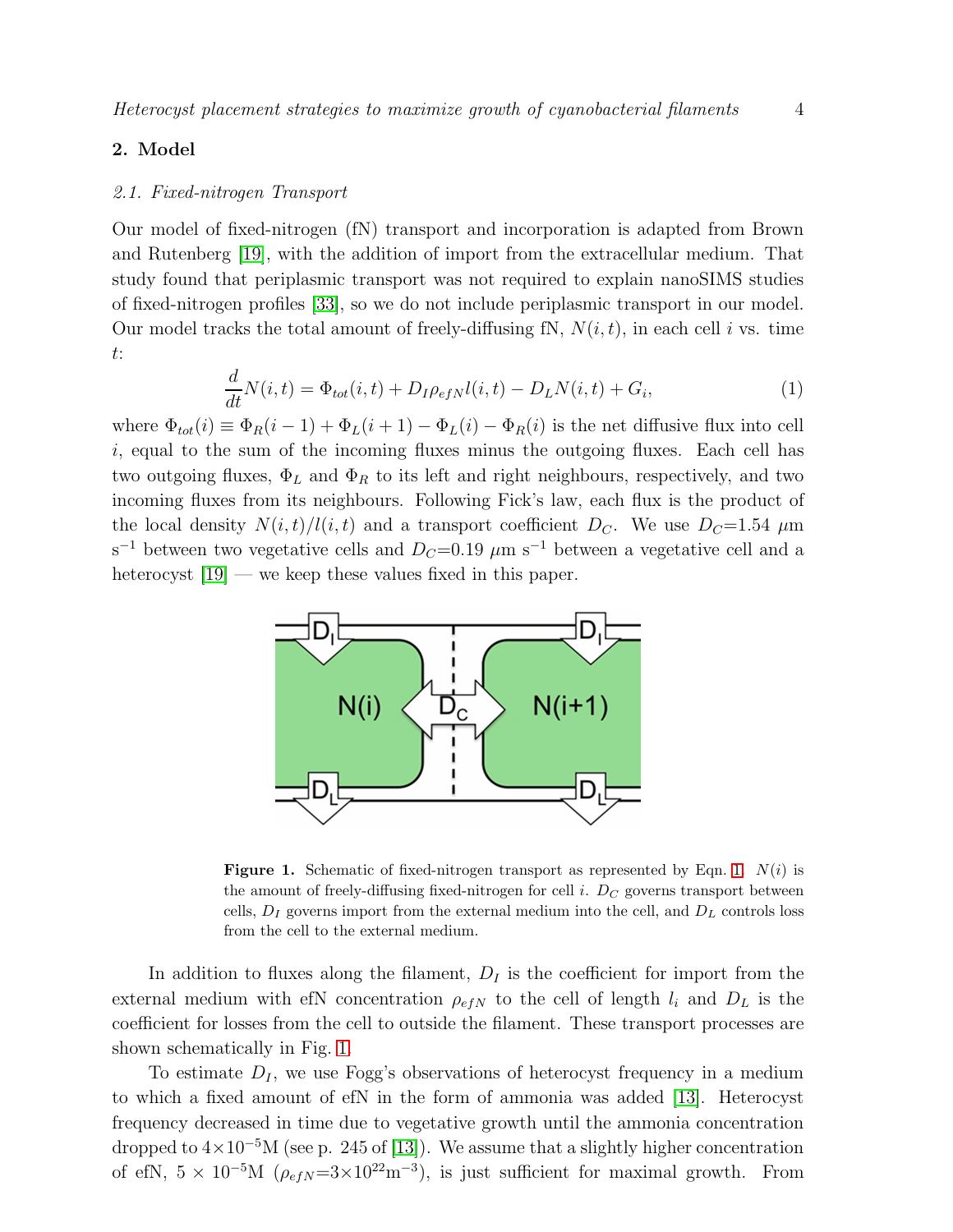## 2. Model

### 2.1. Fixed-nitrogen Transport

Our model of fixed-nitrogen (fN) transport and incorporation is adapted from Brown and Rutenberg [19], with the addition of import from the extracellular medium. That study found that periplasmic transport was not required to explain nanoSIMS studies of fixed-nitrogen profiles [33], so we do not include periplasmic transport in our model. Our model tracks the total amount of freely-diffusing fN, $N(i,t)$, in each cell $i$ vs. time $t$:

$$\frac{d}{dt}N(i,t) = \Phi_{tot}(i,t) + D_I \rho_{efN} l(i,t) - D_L N(i,t) + G_i, \tag{1}$$

where $\Phi_{tot}(i) \equiv \Phi_R(i-1) + \Phi_L(i+1) - \Phi_L(i) - \Phi_R(i)$ is the net diffusive flux into cell $i$, equal to the sum of the incoming fluxes minus the outgoing fluxes. Each cell has two outgoing fluxes, $\Phi_L$ and $\Phi_R$ to its left and right neighbours, respectively, and two incoming fluxes from its neighbours. Following Fick's law, each flux is the product of the local density $N(i,t)/l(i,t)$ and a transport coefficient $D_C$. We use $D_C$=1.54 $\mu$m s$^{-1}$ between two vegetative cells and $D_C$=0.19 $\mu$m s$^{-1}$ between a vegetative cell and a heterocyst [19] — we keep these values fixed in this paper.

**Figure 1.** Schematic of fixed-nitrogen transport as represented by Eqn. 1. $N(i)$ is the amount of freely-diffusing fixed-nitrogen for cell $i$. $D_C$ governs transport between cells, $D_I$ governs import from the external medium into the cell, and $D_L$ controls loss from the cell to the external medium.

In addition to fluxes along the filament, $D_I$ is the coefficient for import from the external medium with efN concentration $\rho_{efN}$ to the cell of length $l_i$ and $D_L$ is the coefficient for losses from the cell to outside the filament. These transport processes are shown schematically in Fig. 1.

To estimate $D_I$, we use Fogg's observations of heterocyst frequency in a medium to which a fixed amount of efN in the form of ammonia was added [13]. Heterocyst frequency decreased in time due to vegetative growth until the ammonia concentration dropped to $4\times10^{-5}$M (see p. 245 of [13]). We assume that a slightly higher concentration of efN, $5 \times 10^{-5}$M ($\rho_{efN}$=$3\times10^{22}$m$^{-3}$), is just sufficient for maximal growth. From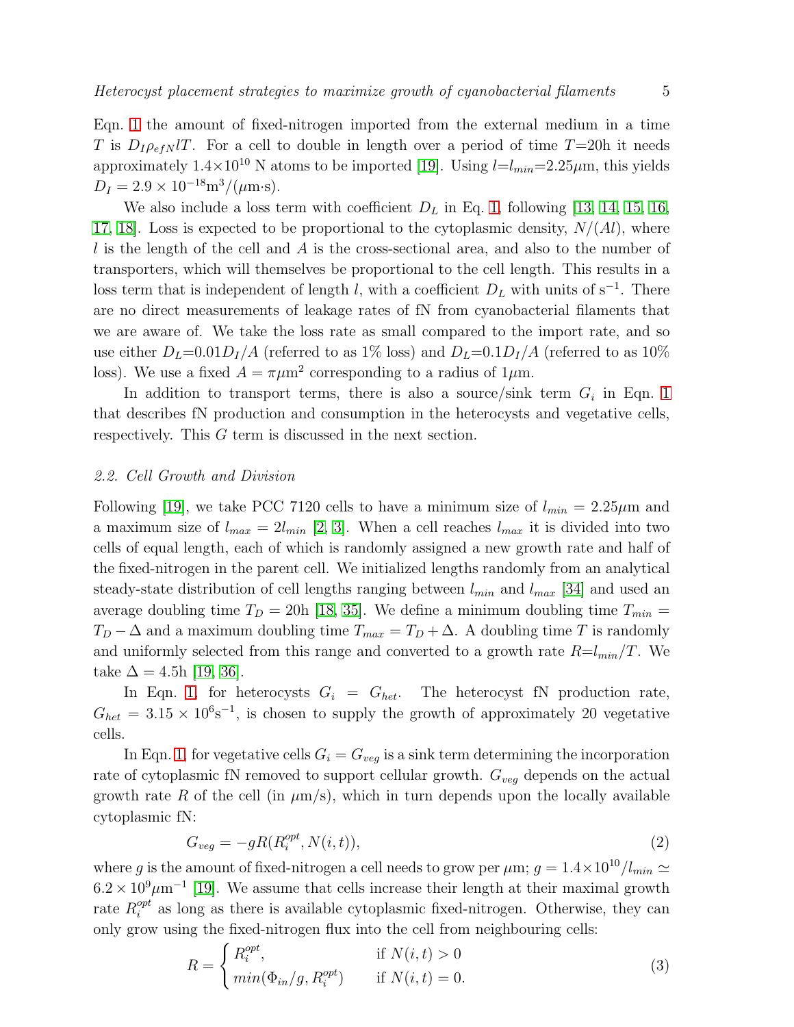Eqn. 1 the amount of fixed-nitrogen imported from the external medium in a time $T$ is $D_I \rho_{efN} l T$. For a cell to double in length over a period of time $T$=20h it needs approximately $1.4 \times 10^{10}$ N atoms to be imported [19]. Using $l$=$l_{min}$=2.25$\mu$m, this yields $D_I = 2.9 \times 10^{-18}$m$^3$/($\mu$m·s).

We also include a loss term with coefficient $D_L$ in Eq. 1, following [13, 14, 15, 16, 17, 18]. Loss is expected to be proportional to the cytoplasmic density, $N/(Al)$, where $l$ is the length of the cell and $A$ is the cross-sectional area, and also to the number of transporters, which will themselves be proportional to the cell length. This results in a loss term that is independent of length $l$, with a coefficient $D_L$ with units of s$^{-1}$. There are no direct measurements of leakage rates of fN from cyanobacterial filaments that we are aware of. We take the loss rate as small compared to the import rate, and so use either $D_L$=$0.01 D_I/A$ (referred to as 1% loss) and $D_L$=$0.1 D_I/A$ (referred to as 10% loss). We use a fixed $A = \pi \mu$m$^2$ corresponding to a radius of 1$\mu$m.

In addition to transport terms, there is also a source/sink term $G_i$ in Eqn. 1 that describes fN production and consumption in the heterocysts and vegetative cells, respectively. This $G$ term is discussed in the next section.

### 2.2. Cell Growth and Division

Following [19], we take PCC 7120 cells to have a minimum size of $l_{min} = 2.25\mu$m and a maximum size of $l_{max} = 2 l_{min}$ [2, 3]. When a cell reaches $l_{max}$ it is divided into two cells of equal length, each of which is randomly assigned a new growth rate and half of the fixed-nitrogen in the parent cell. We initialized lengths randomly from an analytical steady-state distribution of cell lengths ranging between $l_{min}$ and $l_{max}$ [34] and used an average doubling time $T_D$ = 20h [18, 35]. We define a minimum doubling time $T_{min} = T_D - \Delta$ and a maximum doubling time $T_{max} = T_D + \Delta$. A doubling time $T$ is randomly and uniformly selected from this range and converted to a growth rate $R$=$l_{min}/T$. We take $\Delta$ = 4.5h [19, 36].

In Eqn. 1, for heterocysts $G_i = G_{het}$. The heterocyst fN production rate, $G_{het} = 3.15 \times 10^6$s$^{-1}$, is chosen to supply the growth of approximately 20 vegetative cells.

In Eqn. 1, for vegetative cells $G_i = G_{veg}$ is a sink term determining the incorporation rate of cytoplasmic fN removed to support cellular growth. $G_{veg}$ depends on the actual growth rate $R$ of the cell (in $\mu$m/s), which in turn depends upon the locally available cytoplasmic fN:

$$G_{veg} = -gR(R_i^{opt}, N(i,t)), \tag{2}$$

where $g$ is the amount of fixed-nitrogen a cell needs to grow per $\mu$m; $g = 1.4 \times 10^{10}/l_{min} \simeq 6.2 \times 10^9 \mu$m$^{-1}$ [19]. We assume that cells increase their length at their maximal growth rate $R_i^{opt}$ as long as there is available cytoplasmic fixed-nitrogen. Otherwise, they can only grow using the fixed-nitrogen flux into the cell from neighbouring cells:

$$R = \begin{cases} R_i^{opt}, & \text{if } N(i,t) > 0 \\ min(\Phi_{in}/g, R_i^{opt}) & \text{if } N(i,t) = 0. \end{cases} \tag{3}$$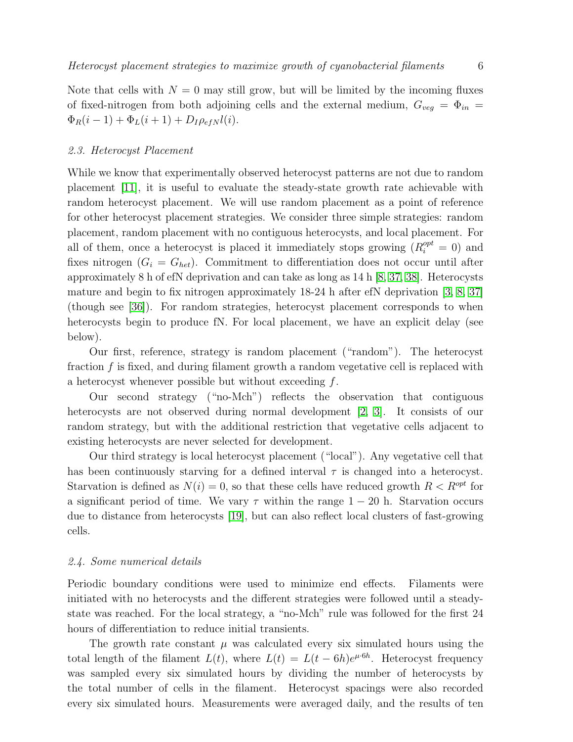Note that cells with $N = 0$ may still grow, but will be limited by the incoming fluxes of fixed-nitrogen from both adjoining cells and the external medium, $G_{veg} = \Phi_{in} = \Phi_R(i-1) + \Phi_L(i+1) + D_I \rho_{efN} l(i)$.

### 2.3. Heterocyst Placement

While we know that experimentally observed heterocyst patterns are not due to random placement [11], it is useful to evaluate the steady-state growth rate achievable with random heterocyst placement. We will use random placement as a point of reference for other heterocyst placement strategies. We consider three simple strategies: random placement, random placement with no contiguous heterocysts, and local placement. For all of them, once a heterocyst is placed it immediately stops growing ($R_i^{opt} = 0$) and fixes nitrogen ($G_i = G_{het}$). Commitment to differentiation does not occur until after approximately 8 h of efN deprivation and can take as long as 14 h [8, 37, 38]. Heterocysts mature and begin to fix nitrogen approximately 18-24 h after efN deprivation [3, 8, 37] (though see [36]). For random strategies, heterocyst placement corresponds to when heterocysts begin to produce fN. For local placement, we have an explicit delay (see below).

Our first, reference, strategy is random placement ("random"). The heterocyst fraction $f$ is fixed, and during filament growth a random vegetative cell is replaced with a heterocyst whenever possible but without exceeding $f$.

Our second strategy ("no-Mch") reflects the observation that contiguous heterocysts are not observed during normal development [2, 3]. It consists of our random strategy, but with the additional restriction that vegetative cells adjacent to existing heterocysts are never selected for development.

Our third strategy is local heterocyst placement ("local"). Any vegetative cell that has been continuously starving for a defined interval $\tau$ is changed into a heterocyst. Starvation is defined as $N(i) = 0$, so that these cells have reduced growth $R < R^{opt}$ for a significant period of time. We vary $\tau$ within the range $1 - 20$ h. Starvation occurs due to distance from heterocysts [19], but can also reflect local clusters of fast-growing cells.

### 2.4. Some numerical details

Periodic boundary conditions were used to minimize end effects. Filaments were initiated with no heterocysts and the different strategies were followed until a steady-state was reached. For the local strategy, a "no-Mch" rule was followed for the first 24 hours of differentiation to reduce initial transients.

The growth rate constant $\mu$ was calculated every six simulated hours using the total length of the filament $L(t)$, where $L(t) = L(t - 6h)e^{\mu \cdot 6h}$. Heterocyst frequency was sampled every six simulated hours by dividing the number of heterocysts by the total number of cells in the filament. Heterocyst spacings were also recorded every six simulated hours. Measurements were averaged daily, and the results of ten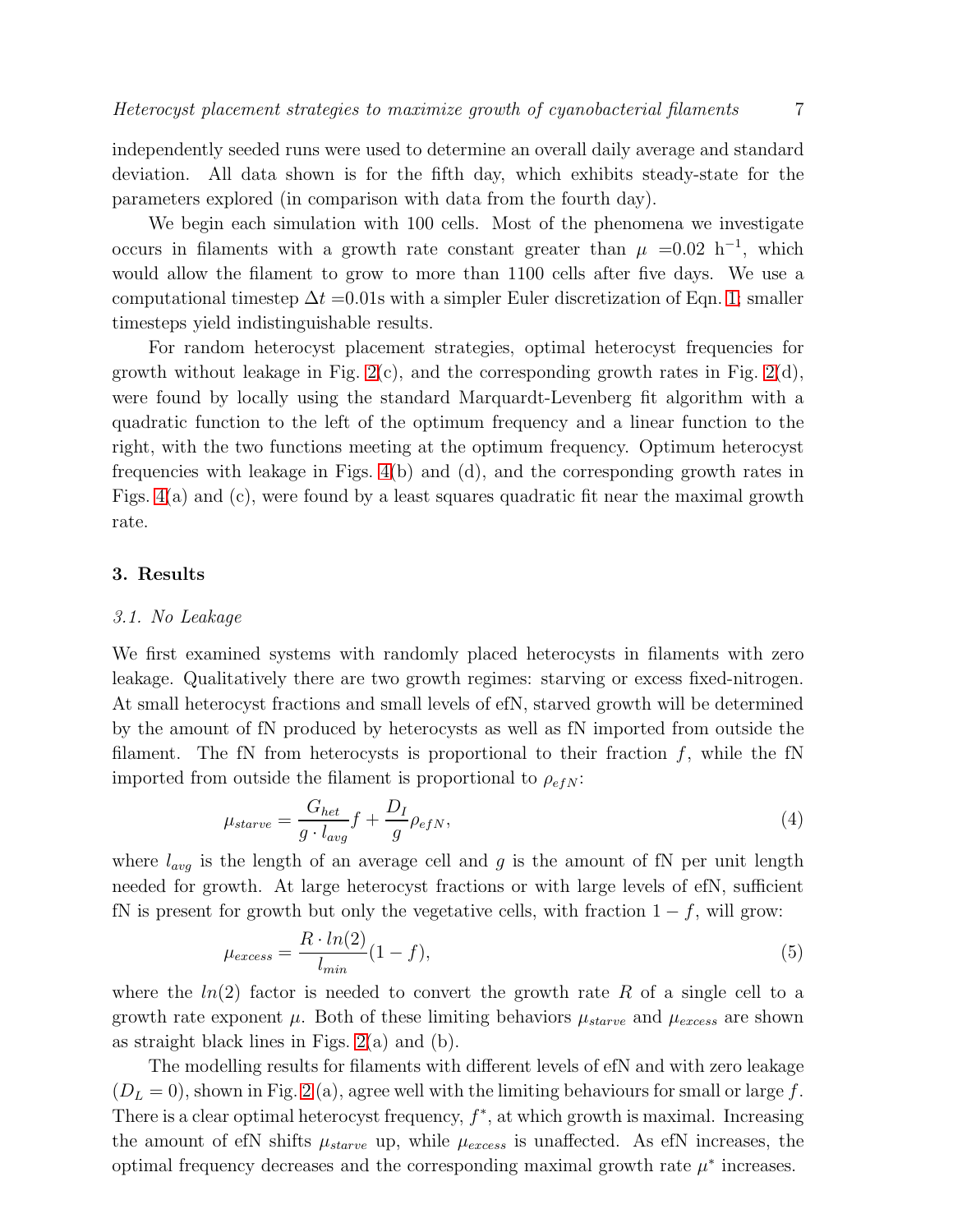independently seeded runs were used to determine an overall daily average and standard deviation. All data shown is for the fifth day, which exhibits steady-state for the parameters explored (in comparison with data from the fourth day).

We begin each simulation with 100 cells. Most of the phenomena we investigate occurs in filaments with a growth rate constant greater than $\mu$ =0.02 $h^{-1}$, which would allow the filament to grow to more than 1100 cells after five days. We use a computational timestep $\Delta t$ =0.01s with a simpler Euler discretization of Eqn. 1; smaller timesteps yield indistinguishable results.

For random heterocyst placement strategies, optimal heterocyst frequencies for growth without leakage in Fig. 2(c), and the corresponding growth rates in Fig. 2(d), were found by locally using the standard Marquardt-Levenberg fit algorithm with a quadratic function to the left of the optimum frequency and a linear function to the right, with the two functions meeting at the optimum frequency. Optimum heterocyst frequencies with leakage in Figs. 4(b) and (d), and the corresponding growth rates in Figs. 4(a) and (c), were found by a least squares quadratic fit near the maximal growth rate.

## 3. Results

### 3.1. No Leakage

We first examined systems with randomly placed heterocysts in filaments with zero leakage. Qualitatively there are two growth regimes: starving or excess fixed-nitrogen. At small heterocyst fractions and small levels of efN, starved growth will be determined by the amount of fN produced by heterocysts as well as fN imported from outside the filament. The fN from heterocysts is proportional to their fraction $f$, while the fN imported from outside the filament is proportional to $\rho_{efN}$:

$$\mu_{starve} = \frac{G_{het}}{g \cdot l_{avg}} f + \frac{D_I}{g} \rho_{efN}, \tag{4}$$

where $l_{avg}$ is the length of an average cell and $g$ is the amount of fN per unit length needed for growth. At large heterocyst fractions or with large levels of efN, sufficient fN is present for growth but only the vegetative cells, with fraction $1 - f$, will grow:

$$\mu_{excess} = \frac{R \cdot ln(2)}{l_{min}} (1 - f), \tag{5}$$

where the $ln(2)$ factor is needed to convert the growth rate $R$ of a single cell to a growth rate exponent $\mu$. Both of these limiting behaviors $\mu_{starve}$ and $\mu_{excess}$ are shown as straight black lines in Figs. 2(a) and (b).

The modelling results for filaments with different levels of efN and with zero leakage ($D_L = 0$), shown in Fig. 2 (a), agree well with the limiting behaviours for small or large $f$. There is a clear optimal heterocyst frequency, $f^*$, at which growth is maximal. Increasing the amount of efN shifts $\mu_{starve}$ up, while $\mu_{excess}$ is unaffected. As efN increases, the optimal frequency decreases and the corresponding maximal growth rate $\mu^*$ increases.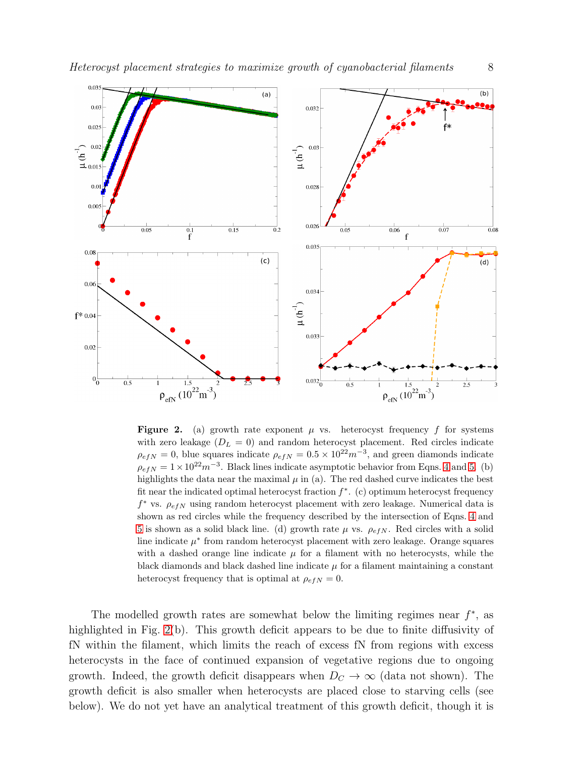**Figure 2.** (a) growth rate exponent $\mu$ vs. heterocyst frequency $f$ for systems with zero leakage ($D_L = 0$) and random heterocyst placement. Red circles indicate $\rho_{efN} = 0$, blue squares indicate $\rho_{efN} = 0.5 \times 10^{22} m^{-3}$, and green diamonds indicate $\rho_{efN} = 1 \times 10^{22} m^{-3}$. Black lines indicate asymptotic behavior from Eqns. 4 and 5. (b) highlights the data near the maximal $\mu$ in (a). The red dashed curve indicates the best fit near the indicated optimal heterocyst fraction $f^*$. (c) optimum heterocyst frequency $f^*$ vs. $\rho_{efN}$ using random heterocyst placement with zero leakage. Numerical data is shown as red circles while the frequency described by the intersection of Eqns. 4 and 5 is shown as a solid black line. (d) growth rate $\mu$ vs. $\rho_{efN}$. Red circles with a solid line indicate $\mu^*$ from random heterocyst placement with zero leakage. Orange squares with a dashed orange line indicate $\mu$ for a filament with no heterocysts, while the black diamonds and black dashed line indicate $\mu$ for a filament maintaining a constant heterocyst frequency that is optimal at $\rho_{efN} = 0$.

The modelled growth rates are somewhat below the limiting regimes near $f^*$, as highlighted in Fig. 2(b). This growth deficit appears to be due to finite diffusivity of fN within the filament, which limits the reach of excess fN from regions with excess heterocysts in the face of continued expansion of vegetative regions due to ongoing growth. Indeed, the growth deficit disappears when $D_C \to \infty$ (data not shown). The growth deficit is also smaller when heterocysts are placed close to starving cells (see below). We do not yet have an analytical treatment of this growth deficit, though it is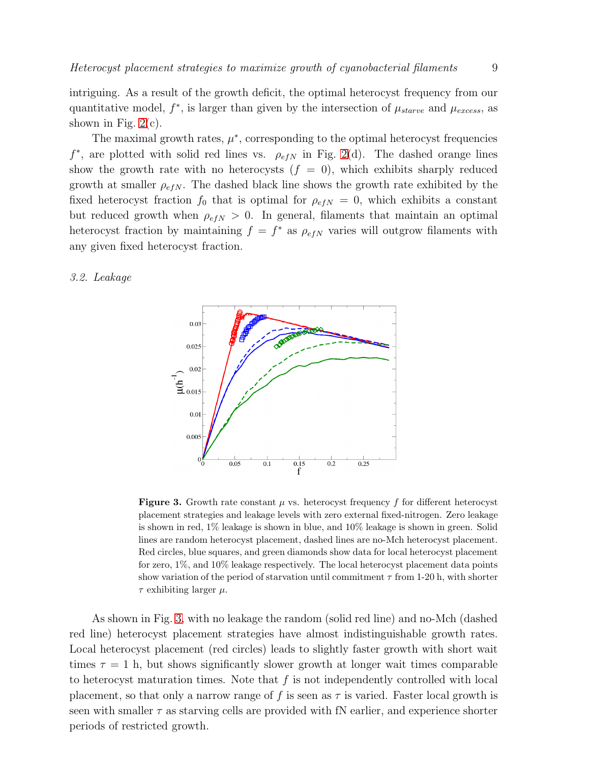intriguing. As a result of the growth deficit, the optimal heterocyst frequency from our quantitative model, $f^*$, is larger than given by the intersection of $\mu_{starve}$ and $\mu_{excess}$, as shown in Fig. 2(c).

The maximal growth rates, $\mu^*$, corresponding to the optimal heterocyst frequencies $f^*$, are plotted with solid red lines vs. $\rho_{efN}$ in Fig. 2(d). The dashed orange lines show the growth rate with no heterocysts ($f = 0$), which exhibits sharply reduced growth at smaller $\rho_{efN}$. The dashed black line shows the growth rate exhibited by the fixed heterocyst fraction $f_0$ that is optimal for $\rho_{efN} = 0$, which exhibits a constant but reduced growth when $\rho_{efN} > 0$. In general, filaments that maintain an optimal heterocyst fraction by maintaining $f = f^*$ as $\rho_{efN}$ varies will outgrow filaments with any given fixed heterocyst fraction.

### 3.2. Leakage

**Figure 3.** Growth rate constant $\mu$ vs. heterocyst frequency $f$ for different heterocyst placement strategies and leakage levels with zero external fixed-nitrogen. Zero leakage is shown in red, 1% leakage is shown in blue, and 10% leakage is shown in green. Solid lines are random heterocyst placement, dashed lines are no-Mch heterocyst placement. Red circles, blue squares, and green diamonds show data for local heterocyst placement for zero, 1%, and 10% leakage respectively. The local heterocyst placement data points show variation of the period of starvation until commitment $\tau$ from 1-20 h, with shorter $\tau$ exhibiting larger $\mu$.

As shown in Fig. 3, with no leakage the random (solid red line) and no-Mch (dashed red line) heterocyst placement strategies have almost indistinguishable growth rates. Local heterocyst placement (red circles) leads to slightly faster growth with short wait times $\tau = 1$ h, but shows significantly slower growth at longer wait times comparable to heterocyst maturation times. Note that $f$ is not independently controlled with local placement, so that only a narrow range of $f$ is seen as $\tau$ is varied. Faster local growth is seen with smaller $\tau$ as starving cells are provided with fN earlier, and experience shorter periods of restricted growth.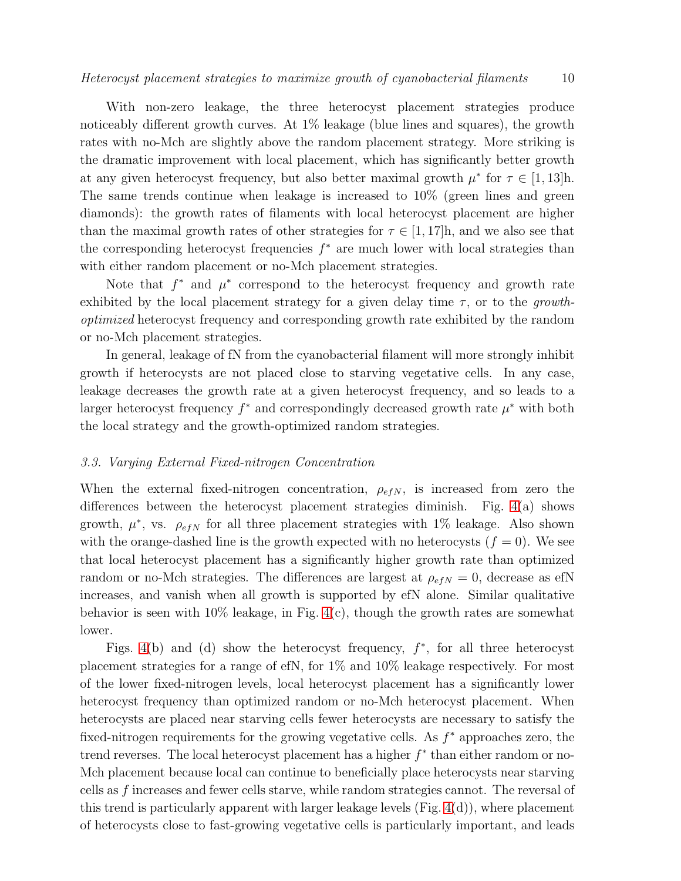With non-zero leakage, the three heterocyst placement strategies produce noticeably different growth curves. At 1% leakage (blue lines and squares), the growth rates with no-Mch are slightly above the random placement strategy. More striking is the dramatic improvement with local placement, which has significantly better growth at any given heterocyst frequency, but also better maximal growth $\mu^*$ for $\tau \in [1, 13]$h. The same trends continue when leakage is increased to 10% (green lines and green diamonds): the growth rates of filaments with local heterocyst placement are higher than the maximal growth rates of other strategies for $\tau \in [1, 17]$h, and we also see that the corresponding heterocyst frequencies $f^*$ are much lower with local strategies than with either random placement or no-Mch placement strategies.

Note that $f^*$ and $\mu^*$ correspond to the heterocyst frequency and growth rate exhibited by the local placement strategy for a given delay time $\tau$, or to the *growth-optimized* heterocyst frequency and corresponding growth rate exhibited by the random or no-Mch placement strategies.

In general, leakage of fN from the cyanobacterial filament will more strongly inhibit growth if heterocysts are not placed close to starving vegetative cells. In any case, leakage decreases the growth rate at a given heterocyst frequency, and so leads to a larger heterocyst frequency $f^*$ and correspondingly decreased growth rate $\mu^*$ with both the local strategy and the growth-optimized random strategies.

### *3.3. Varying External Fixed-nitrogen Concentration*

When the external fixed-nitrogen concentration, $\rho_{efN}$, is increased from zero the differences between the heterocyst placement strategies diminish. Fig. 4(a) shows growth, $\mu^*$, vs. $\rho_{efN}$ for all three placement strategies with 1% leakage. Also shown with the orange-dashed line is the growth expected with no heterocysts ($f = 0$). We see that local heterocyst placement has a significantly higher growth rate than optimized random or no-Mch strategies. The differences are largest at $\rho_{efN} = 0$, decrease as efN increases, and vanish when all growth is supported by efN alone. Similar qualitative behavior is seen with 10% leakage, in Fig. 4(c), though the growth rates are somewhat lower.

Figs. 4(b) and (d) show the heterocyst frequency, $f^*$, for all three heterocyst placement strategies for a range of efN, for 1% and 10% leakage respectively. For most of the lower fixed-nitrogen levels, local heterocyst placement has a significantly lower heterocyst frequency than optimized random or no-Mch heterocyst placement. When heterocysts are placed near starving cells fewer heterocysts are necessary to satisfy the fixed-nitrogen requirements for the growing vegetative cells. As $f^*$ approaches zero, the trend reverses. The local heterocyst placement has a higher $f^*$ than either random or no-Mch placement because local can continue to beneficially place heterocysts near starving cells as $f$ increases and fewer cells starve, while random strategies cannot. The reversal of this trend is particularly apparent with larger leakage levels (Fig. 4(d)), where placement of heterocysts close to fast-growing vegetative cells is particularly important, and leads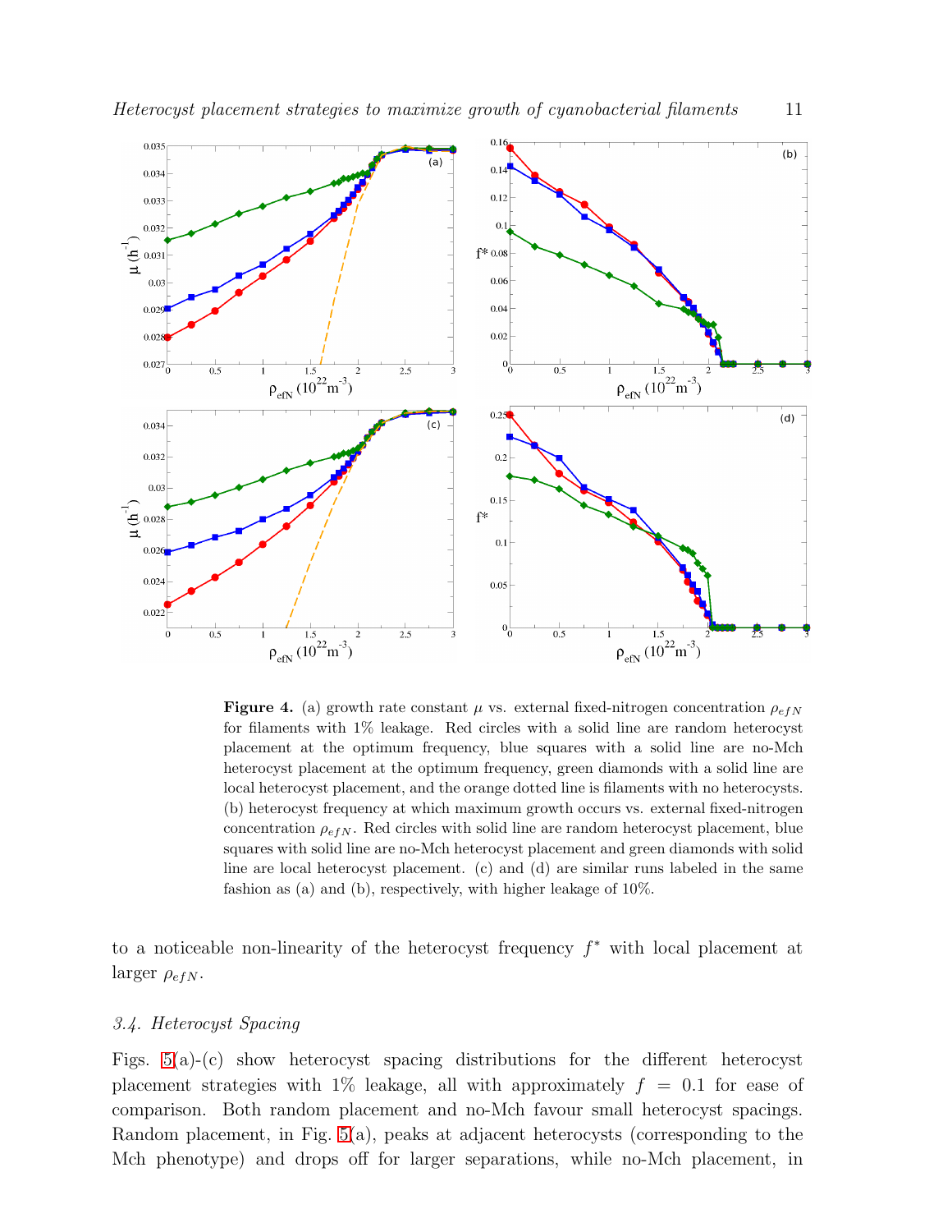**Figure 4.** (a) growth rate constant $\mu$ vs. external fixed-nitrogen concentration $\rho_{efN}$ for filaments with 1% leakage. Red circles with a solid line are random heterocyst placement at the optimum frequency, blue squares with a solid line are no-Mch heterocyst placement at the optimum frequency, green diamonds with a solid line are local heterocyst placement, and the orange dotted line is filaments with no heterocysts. (b) heterocyst frequency at which maximum growth occurs vs. external fixed-nitrogen concentration $\rho_{efN}$. Red circles with solid line are random heterocyst placement, blue squares with solid line are no-Mch heterocyst placement and green diamonds with solid line are local heterocyst placement. (c) and (d) are similar runs labeled in the same fashion as (a) and (b), respectively, with higher leakage of 10%.

to a noticeable non-linearity of the heterocyst frequency $f^*$ with local placement at larger $\rho_{efN}$.

### 3.4. Heterocyst Spacing

Figs. 5(a)-(c) show heterocyst spacing distributions for the different heterocyst placement strategies with 1% leakage, all with approximately $f = 0.1$ for ease of comparison. Both random placement and no-Mch favour small heterocyst spacings. Random placement, in Fig. 5(a), peaks at adjacent heterocysts (corresponding to the Mch phenotype) and drops off for larger separations, while no-Mch placement, in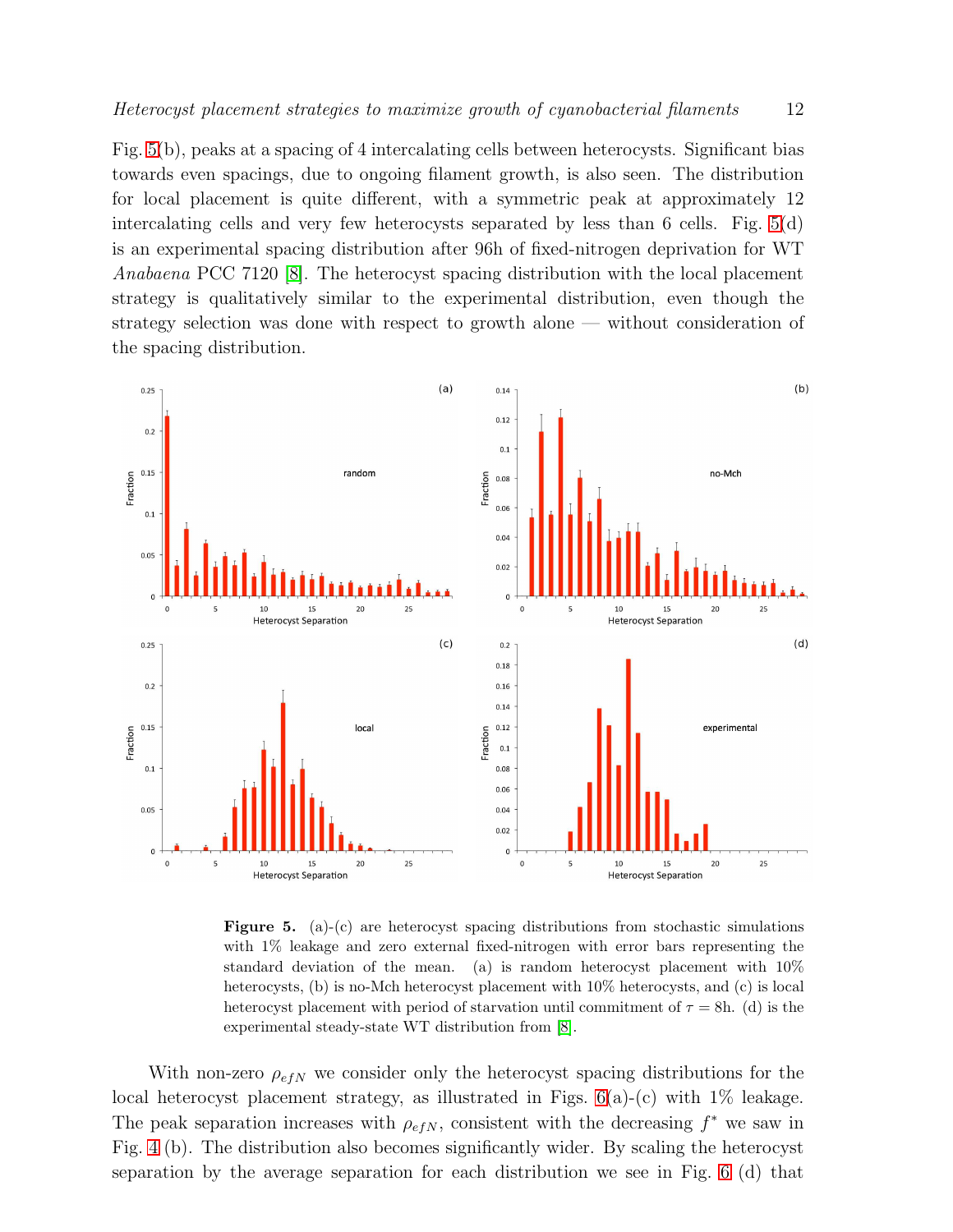Fig. 5(b), peaks at a spacing of 4 intercalating cells between heterocysts. Significant bias towards even spacings, due to ongoing filament growth, is also seen. The distribution for local placement is quite different, with a symmetric peak at approximately 12 intercalating cells and very few heterocysts separated by less than 6 cells. Fig. 5(d) is an experimental spacing distribution after 96h of fixed-nitrogen deprivation for WT *Anabaena* PCC 7120 [8]. The heterocyst spacing distribution with the local placement strategy is qualitatively similar to the experimental distribution, even though the strategy selection was done with respect to growth alone — without consideration of the spacing distribution.

**Figure 5.** (a)-(c) are heterocyst spacing distributions from stochastic simulations with 1% leakage and zero external fixed-nitrogen with error bars representing the standard deviation of the mean. (a) is random heterocyst placement with 10% heterocysts, (b) is no-Mch heterocyst placement with 10% heterocysts, and (c) is local heterocyst placement with period of starvation until commitment of $\tau = 8$h. (d) is the experimental steady-state WT distribution from [8].

With non-zero $\rho_{efN}$ we consider only the heterocyst spacing distributions for the local heterocyst placement strategy, as illustrated in Figs. 6(a)-(c) with 1% leakage. The peak separation increases with $\rho_{efN}$, consistent with the decreasing $f^*$ we saw in Fig. 4 (b). The distribution also becomes significantly wider. By scaling the heterocyst separation by the average separation for each distribution we see in Fig. 6 (d) that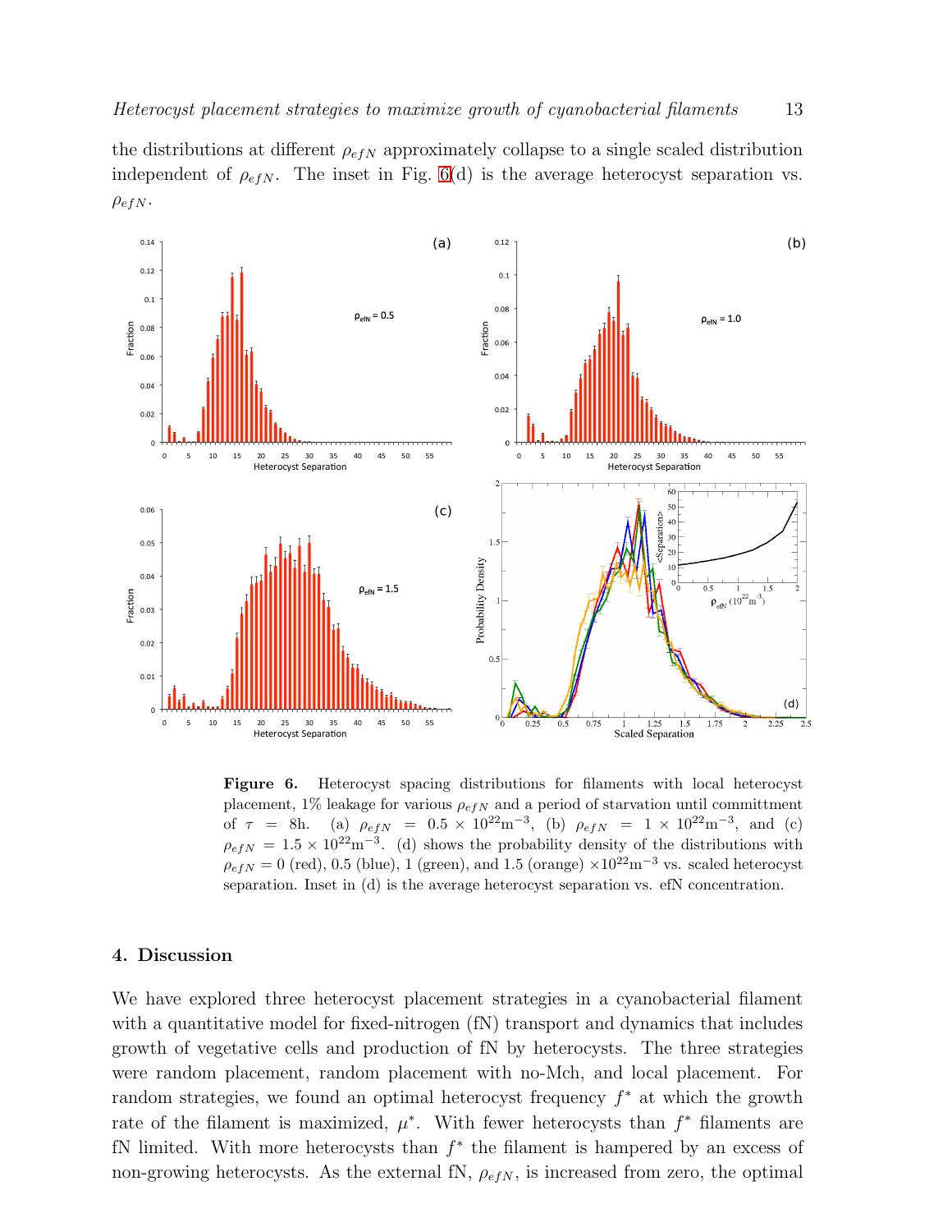the distributions at different $\rho_{efN}$ approximately collapse to a single scaled distribution independent of $\rho_{efN}$. The inset in Fig. 6(d) is the average heterocyst separation vs. $\rho_{efN}$.

**Figure 6.** Heterocyst spacing distributions for filaments with local heterocyst placement, 1% leakage for various $\rho_{efN}$ and a period of starvation until committment of $\tau = 8$h. (a) $\rho_{efN} = 0.5 \times 10^{22}\text{m}^{-3}$, (b) $\rho_{efN} = 1 \times 10^{22}\text{m}^{-3}$, and (c) $\rho_{efN} = 1.5 \times 10^{22}\text{m}^{-3}$. (d) shows the probability density of the distributions with $\rho_{efN} = 0$ (red), 0.5 (blue), 1 (green), and 1.5 (orange) $\times 10^{22}\text{m}^{-3}$ vs. scaled heterocyst separation. Inset in (d) is the average heterocyst separation vs. efN concentration.

## 4. Discussion

We have explored three heterocyst placement strategies in a cyanobacterial filament with a quantitative model for fixed-nitrogen (fN) transport and dynamics that includes growth of vegetative cells and production of fN by heterocysts. The three strategies were random placement, random placement with no-Mch, and local placement. For random strategies, we found an optimal heterocyst frequency $f^*$ at which the growth rate of the filament is maximized, $\mu^*$. With fewer heterocysts than $f^*$ filaments are fN limited. With more heterocysts than $f^*$ the filament is hampered by an excess of non-growing heterocysts. As the external fN, $\rho_{efN}$, is increased from zero, the optimal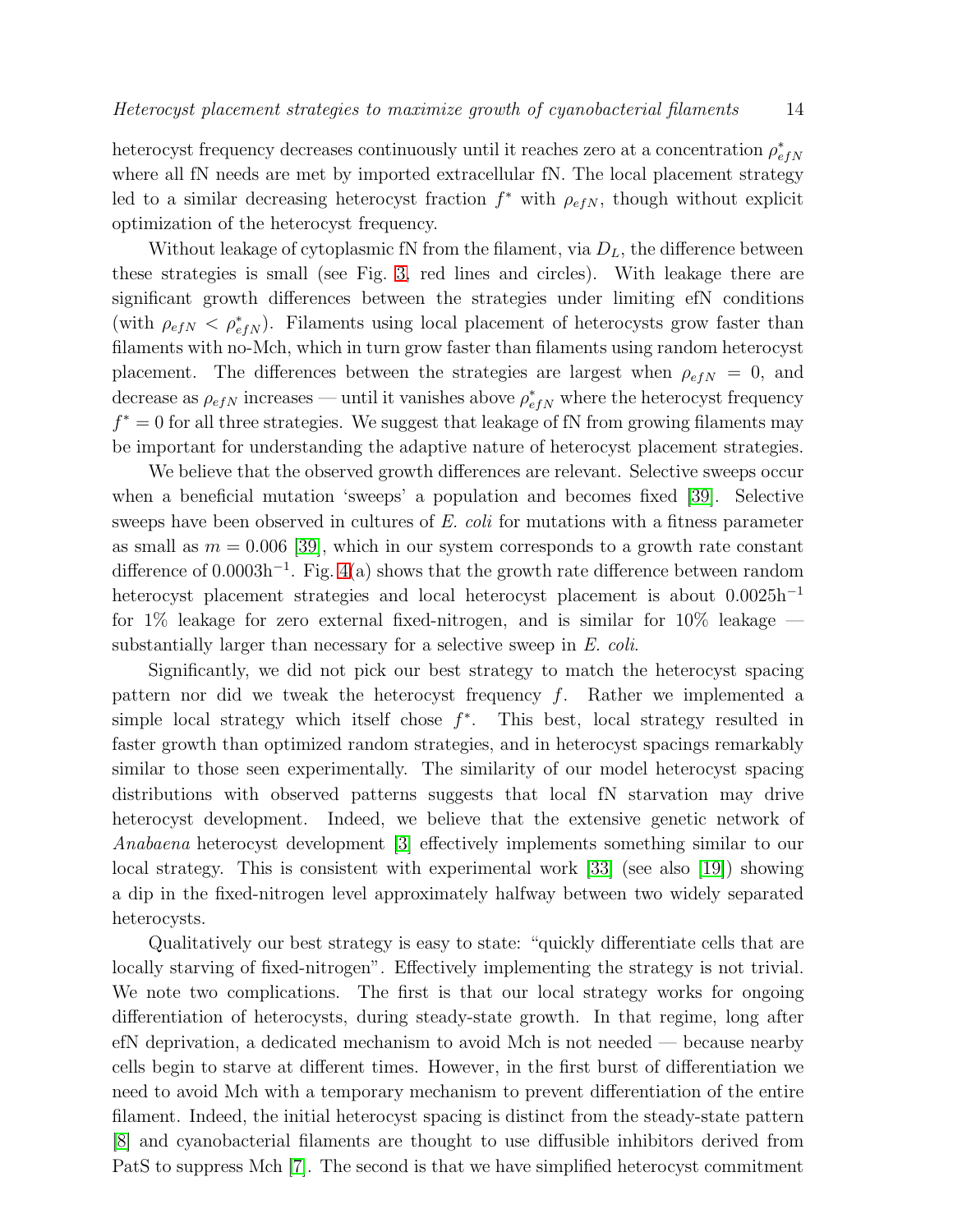heterocyst frequency decreases continuously until it reaches zero at a concentration $\rho^*_{efN}$ where all fN needs are met by imported extracellular fN. The local placement strategy led to a similar decreasing heterocyst fraction $f^*$ with $\rho_{efN}$, though without explicit optimization of the heterocyst frequency.

Without leakage of cytoplasmic fN from the filament, via $D_L$, the difference between these strategies is small (see Fig. 3, red lines and circles). With leakage there are significant growth differences between the strategies under limiting efN conditions (with $\rho_{efN} < \rho^*_{efN}$). Filaments using local placement of heterocysts grow faster than filaments with no-Mch, which in turn grow faster than filaments using random heterocyst placement. The differences between the strategies are largest when $\rho_{efN} = 0$, and decrease as $\rho_{efN}$ increases — until it vanishes above $\rho^*_{efN}$ where the heterocyst frequency $f^* = 0$ for all three strategies. We suggest that leakage of fN from growing filaments may be important for understanding the adaptive nature of heterocyst placement strategies.

We believe that the observed growth differences are relevant. Selective sweeps occur when a beneficial mutation 'sweeps' a population and becomes fixed [39]. Selective sweeps have been observed in cultures of *E. coli* for mutations with a fitness parameter as small as $m = 0.006$ [39], which in our system corresponds to a growth rate constant difference of $0.0003\text{h}^{-1}$. Fig. 4(a) shows that the growth rate difference between random heterocyst placement strategies and local heterocyst placement is about $0.0025\text{h}^{-1}$ for 1% leakage for zero external fixed-nitrogen, and is similar for 10% leakage — substantially larger than necessary for a selective sweep in *E. coli*.

Significantly, we did not pick our best strategy to match the heterocyst spacing pattern nor did we tweak the heterocyst frequency $f$. Rather we implemented a simple local strategy which itself chose $f^*$. This best, local strategy resulted in faster growth than optimized random strategies, and in heterocyst spacings remarkably similar to those seen experimentally. The similarity of our model heterocyst spacing distributions with observed patterns suggests that local fN starvation may drive heterocyst development. Indeed, we believe that the extensive genetic network of *Anabaena* heterocyst development [3] effectively implements something similar to our local strategy. This is consistent with experimental work [33] (see also [19]) showing a dip in the fixed-nitrogen level approximately halfway between two widely separated heterocysts.

Qualitatively our best strategy is easy to state: "quickly differentiate cells that are locally starving of fixed-nitrogen". Effectively implementing the strategy is not trivial. We note two complications. The first is that our local strategy works for ongoing differentiation of heterocysts, during steady-state growth. In that regime, long after efN deprivation, a dedicated mechanism to avoid Mch is not needed — because nearby cells begin to starve at different times. However, in the first burst of differentiation we need to avoid Mch with a temporary mechanism to prevent differentiation of the entire filament. Indeed, the initial heterocyst spacing is distinct from the steady-state pattern [8] and cyanobacterial filaments are thought to use diffusible inhibitors derived from PatS to suppress Mch [7]. The second is that we have simplified heterocyst commitment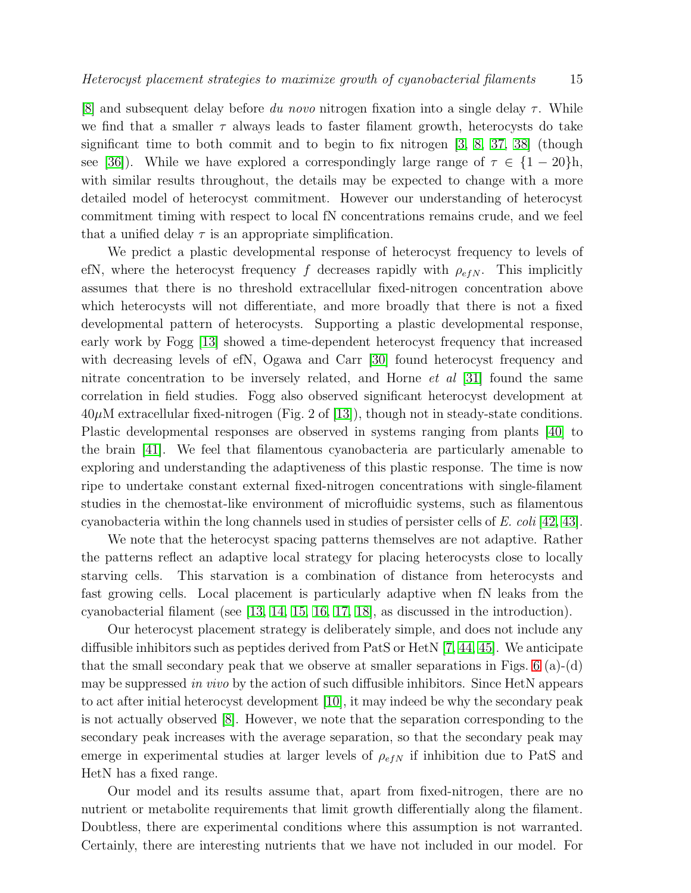[8] and subsequent delay before *du novo* nitrogen fixation into a single delay $\tau$. While we find that a smaller $\tau$ always leads to faster filament growth, heterocysts do take significant time to both commit and to begin to fix nitrogen [3, 8, 37, 38] (though see [36]). While we have explored a correspondingly large range of $\tau \in \{1 - 20\}$h, with similar results throughout, the details may be expected to change with a more detailed model of heterocyst commitment. However our understanding of heterocyst commitment timing with respect to local fN concentrations remains crude, and we feel that a unified delay $\tau$ is an appropriate simplification.

We predict a plastic developmental response of heterocyst frequency to levels of efN, where the heterocyst frequency $f$ decreases rapidly with $\rho_{efN}$. This implicitly assumes that there is no threshold extracellular fixed-nitrogen concentration above which heterocysts will not differentiate, and more broadly that there is not a fixed developmental pattern of heterocysts. Supporting a plastic developmental response, early work by Fogg [13] showed a time-dependent heterocyst frequency that increased with decreasing levels of efN, Ogawa and Carr [30] found heterocyst frequency and nitrate concentration to be inversely related, and Horne *et al* [31] found the same correlation in field studies. Fogg also observed significant heterocyst development at $40\mu$M extracellular fixed-nitrogen (Fig. 2 of [13]), though not in steady-state conditions. Plastic developmental responses are observed in systems ranging from plants [40] to the brain [41]. We feel that filamentous cyanobacteria are particularly amenable to exploring and understanding the adaptiveness of this plastic response. The time is now ripe to undertake constant external fixed-nitrogen concentrations with single-filament studies in the chemostat-like environment of microfluidic systems, such as filamentous cyanobacteria within the long channels used in studies of persister cells of *E. coli* [42, 43].

We note that the heterocyst spacing patterns themselves are not adaptive. Rather the patterns reflect an adaptive local strategy for placing heterocysts close to locally starving cells. This starvation is a combination of distance from heterocysts and fast growing cells. Local placement is particularly adaptive when fN leaks from the cyanobacterial filament (see [13, 14, 15, 16, 17, 18], as discussed in the introduction).

Our heterocyst placement strategy is deliberately simple, and does not include any diffusible inhibitors such as peptides derived from PatS or HetN [7, 44, 45]. We anticipate that the small secondary peak that we observe at smaller separations in Figs. 6 (a)-(d) may be suppressed *in vivo* by the action of such diffusible inhibitors. Since HetN appears to act after initial heterocyst development [10], it may indeed be why the secondary peak is not actually observed [8]. However, we note that the separation corresponding to the secondary peak increases with the average separation, so that the secondary peak may emerge in experimental studies at larger levels of $\rho_{efN}$ if inhibition due to PatS and HetN has a fixed range.

Our model and its results assume that, apart from fixed-nitrogen, there are no nutrient or metabolite requirements that limit growth differentially along the filament. Doubtless, there are experimental conditions where this assumption is not warranted. Certainly, there are interesting nutrients that we have not included in our model. For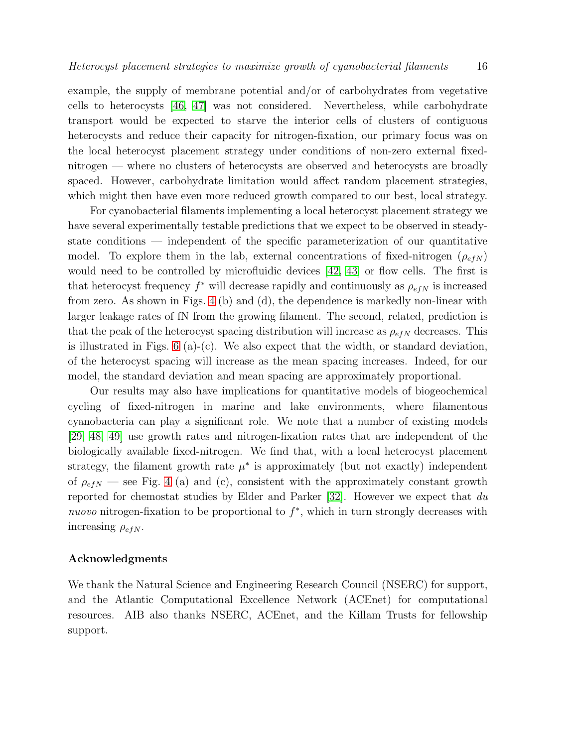example, the supply of membrane potential and/or of carbohydrates from vegetative cells to heterocysts [46, 47] was not considered. Nevertheless, while carbohydrate transport would be expected to starve the interior cells of clusters of contiguous heterocysts and reduce their capacity for nitrogen-fixation, our primary focus was on the local heterocyst placement strategy under conditions of non-zero external fixed-nitrogen — where no clusters of heterocysts are observed and heterocysts are broadly spaced. However, carbohydrate limitation would affect random placement strategies, which might then have even more reduced growth compared to our best, local strategy.

For cyanobacterial filaments implementing a local heterocyst placement strategy we have several experimentally testable predictions that we expect to be observed in steady-state conditions — independent of the specific parameterization of our quantitative model. To explore them in the lab, external concentrations of fixed-nitrogen ($\rho_{efN}$) would need to be controlled by microfluidic devices [42, 43] or flow cells. The first is that heterocyst frequency $f^*$ will decrease rapidly and continuously as $\rho_{efN}$ is increased from zero. As shown in Figs. 4 (b) and (d), the dependence is markedly non-linear with larger leakage rates of fN from the growing filament. The second, related, prediction is that the peak of the heterocyst spacing distribution will increase as $\rho_{efN}$ decreases. This is illustrated in Figs. 6 (a)-(c). We also expect that the width, or standard deviation, of the heterocyst spacing will increase as the mean spacing increases. Indeed, for our model, the standard deviation and mean spacing are approximately proportional.

Our results may also have implications for quantitative models of biogeochemical cycling of fixed-nitrogen in marine and lake environments, where filamentous cyanobacteria can play a significant role. We note that a number of existing models [29, 48, 49] use growth rates and nitrogen-fixation rates that are independent of the biologically available fixed-nitrogen. We find that, with a local heterocyst placement strategy, the filament growth rate $\mu^*$ is approximately (but not exactly) independent of $\rho_{efN}$ — see Fig. 4 (a) and (c), consistent with the approximately constant growth reported for chemostat studies by Elder and Parker [32]. However we expect that *du nuovo* nitrogen-fixation to be proportional to $f^*$, which in turn strongly decreases with increasing $\rho_{efN}$.

### Acknowledgments

We thank the Natural Science and Engineering Research Council (NSERC) for support, and the Atlantic Computational Excellence Network (ACEnet) for computational resources. AIB also thanks NSERC, ACEnet, and the Killam Trusts for fellowship support.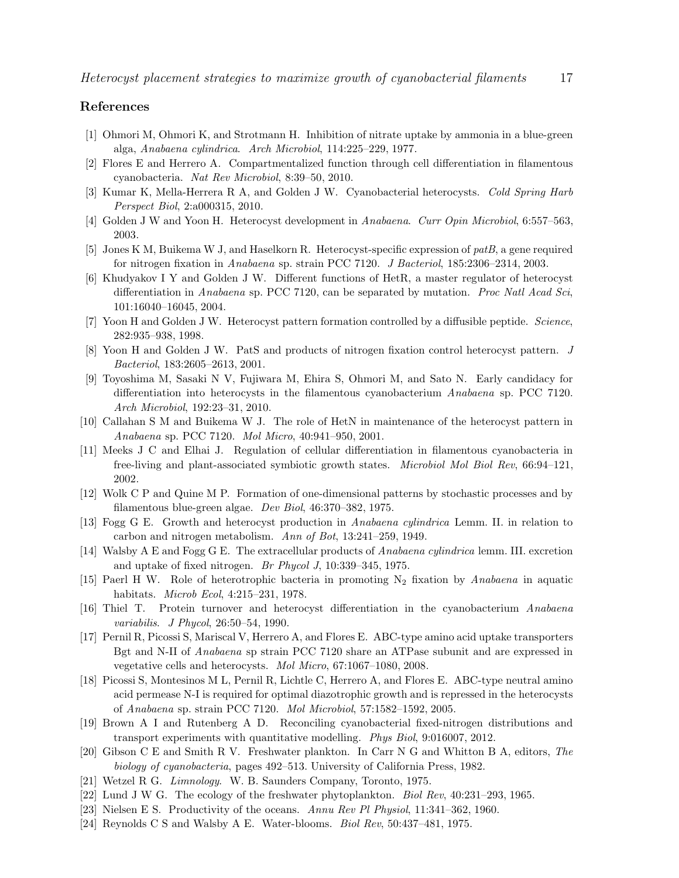## References

[1] Ohmori M, Ohmori K, and Strotmann H. Inhibition of nitrate uptake by ammonia in a blue-green alga, *Anabaena cylindrica*. *Arch Microbiol*, 114:225–229, 1977.

[2] Flores E and Herrero A. Compartmentalized function through cell differentiation in filamentous cyanobacteria. *Nat Rev Microbiol*, 8:39–50, 2010.

[3] Kumar K, Mella-Herrera R A, and Golden J W. Cyanobacterial heterocysts. *Cold Spring Harb Perspect Biol*, 2:a000315, 2010.

[4] Golden J W and Yoon H. Heterocyst development in *Anabaena*. *Curr Opin Microbiol*, 6:557–563, 2003.

[5] Jones K M, Buikema W J, and Haselkorn R. Heterocyst-specific expression of *patB*, a gene required for nitrogen fixation in *Anabaena* sp. strain PCC 7120. *J Bacteriol*, 185:2306–2314, 2003.

[6] Khudyakov I Y and Golden J W. Different functions of HetR, a master regulator of heterocyst differentiation in *Anabaena* sp. PCC 7120, can be separated by mutation. *Proc Natl Acad Sci*, 101:16040–16045, 2004.

[7] Yoon H and Golden J W. Heterocyst pattern formation controlled by a diffusible peptide. *Science*, 282:935–938, 1998.

[8] Yoon H and Golden J W. PatS and products of nitrogen fixation control heterocyst pattern. *J Bacteriol*, 183:2605–2613, 2001.

[9] Toyoshima M, Sasaki N V, Fujiwara M, Ehira S, Ohmori M, and Sato N. Early candidacy for differentiation into heterocysts in the filamentous cyanobacterium *Anabaena* sp. PCC 7120. *Arch Microbiol*, 192:23–31, 2010.

[10] Callahan S M and Buikema W J. The role of HetN in maintenance of the heterocyst pattern in *Anabaena* sp. PCC 7120. *Mol Micro*, 40:941–950, 2001.

[11] Meeks J C and Elhai J. Regulation of cellular differentiation in filamentous cyanobacteria in free-living and plant-associated symbiotic growth states. *Microbiol Mol Biol Rev*, 66:94–121, 2002.

[12] Wolk C P and Quine M P. Formation of one-dimensional patterns by stochastic processes and by filamentous blue-green algae. *Dev Biol*, 46:370–382, 1975.

[13] Fogg G E. Growth and heterocyst production in *Anabaena cylindrica* Lemm. II. in relation to carbon and nitrogen metabolism. *Ann of Bot*, 13:241–259, 1949.

[14] Walsby A E and Fogg G E. The extracellular products of *Anabaena cylindrica* lemm. III. excretion and uptake of fixed nitrogen. *Br Phycol J*, 10:339–345, 1975.

[15] Paerl H W. Role of heterotrophic bacteria in promoting $N_2$ fixation by *Anabaena* in aquatic habitats. *Microb Ecol*, 4:215–231, 1978.

[16] Thiel T. Protein turnover and heterocyst differentiation in the cyanobacterium *Anabaena variabilis*. *J Phycol*, 26:50–54, 1990.

[17] Pernil R, Picossi S, Mariscal V, Herrero A, and Flores E. ABC-type amino acid uptake transporters Bgt and N-II of *Anabaena* sp strain PCC 7120 share an ATPase subunit and are expressed in vegetative cells and heterocysts. *Mol Micro*, 67:1067–1080, 2008.

[18] Picossi S, Montesinos M L, Pernil R, Lichtle C, Herrero A, and Flores E. ABC-type neutral amino acid permease N-I is required for optimal diazotrophic growth and is repressed in the heterocysts of *Anabaena* sp. strain PCC 7120. *Mol Microbiol*, 57:1582–1592, 2005.

[19] Brown A I and Rutenberg A D. Reconciling cyanobacterial fixed-nitrogen distributions and transport experiments with quantitative modelling. *Phys Biol*, 9:016007, 2012.

[20] Gibson C E and Smith R V. Freshwater plankton. In Carr N G and Whitton B A, editors, *The biology of cyanobacteria*, pages 492–513. University of California Press, 1982.

[21] Wetzel R G. *Limnology*. W. B. Saunders Company, Toronto, 1975.

[22] Lund J W G. The ecology of the freshwater phytoplankton. *Biol Rev*, 40:231–293, 1965.

[23] Nielsen E S. Productivity of the oceans. *Annu Rev Pl Physiol*, 11:341–362, 1960.

[24] Reynolds C S and Walsby A E. Water-blooms. *Biol Rev*, 50:437–481, 1975.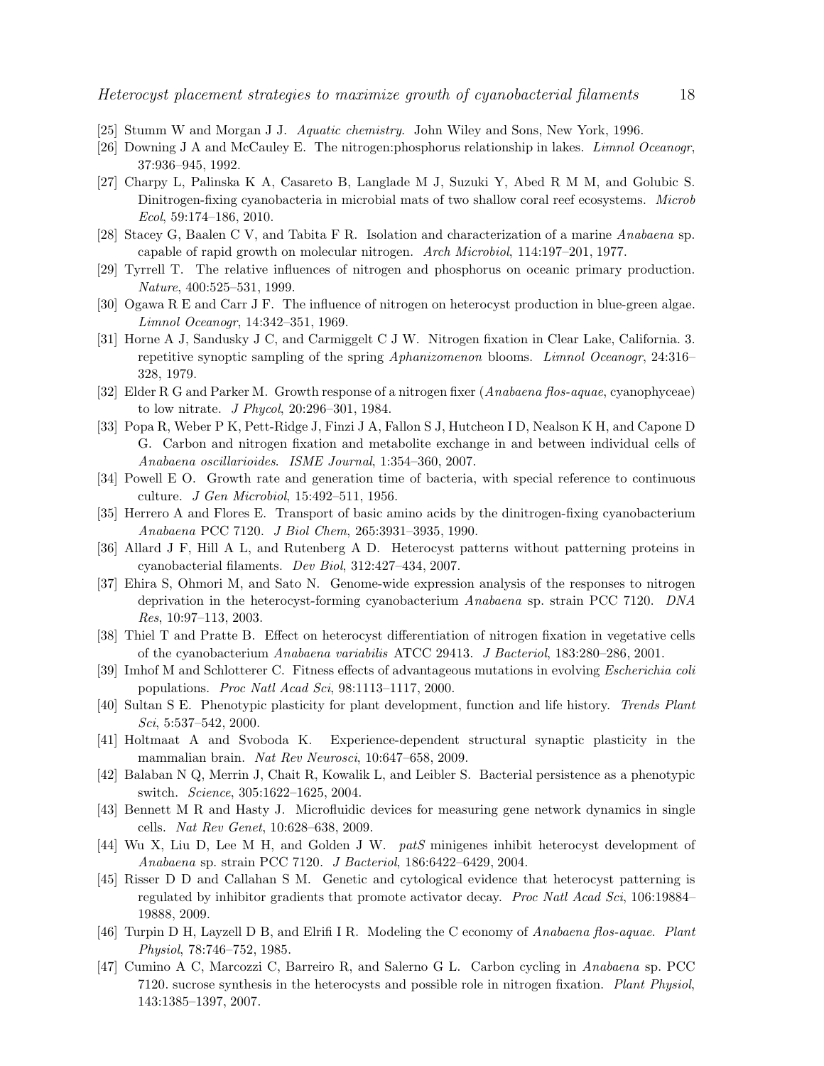[25] Stumm W and Morgan J J. *Aquatic chemistry*. John Wiley and Sons, New York, 1996.

[26] Downing J A and McCauley E. The nitrogen:phosphorus relationship in lakes. *Limnol Oceanogr*, 37:936–945, 1992.

[27] Charpy L, Palinska K A, Casareto B, Langlade M J, Suzuki Y, Abed R M M, and Golubic S. Dinitrogen-fixing cyanobacteria in microbial mats of two shallow coral reef ecosystems. *Microb Ecol*, 59:174–186, 2010.

[28] Stacey G, Baalen C V, and Tabita F R. Isolation and characterization of a marine *Anabaena* sp. capable of rapid growth on molecular nitrogen. *Arch Microbiol*, 114:197–201, 1977.

[29] Tyrrell T. The relative influences of nitrogen and phosphorus on oceanic primary production. *Nature*, 400:525–531, 1999.

[30] Ogawa R E and Carr J F. The influence of nitrogen on heterocyst production in blue-green algae. *Limnol Oceanogr*, 14:342–351, 1969.

[31] Horne A J, Sandusky J C, and Carmiggelt C J W. Nitrogen fixation in Clear Lake, California. 3. repetitive synoptic sampling of the spring *Aphanizomenon* blooms. *Limnol Oceanogr*, 24:316–328, 1979.

[32] Elder R G and Parker M. Growth response of a nitrogen fixer (*Anabaena flos-aquae*, cyanophyceae) to low nitrate. *J Phycol*, 20:296–301, 1984.

[33] Popa R, Weber P K, Pett-Ridge J, Finzi J A, Fallon S J, Hutcheon I D, Nealson K H, and Capone D G. Carbon and nitrogen fixation and metabolite exchange in and between individual cells of *Anabaena oscillarioides*. *ISME Journal*, 1:354–360, 2007.

[34] Powell E O. Growth rate and generation time of bacteria, with special reference to continuous culture. *J Gen Microbiol*, 15:492–511, 1956.

[35] Herrero A and Flores E. Transport of basic amino acids by the dinitrogen-fixing cyanobacterium *Anabaena* PCC 7120. *J Biol Chem*, 265:3931–3935, 1990.

[36] Allard J F, Hill A L, and Rutenberg A D. Heterocyst patterns without patterning proteins in cyanobacterial filaments. *Dev Biol*, 312:427–434, 2007.

[37] Ehira S, Ohmori M, and Sato N. Genome-wide expression analysis of the responses to nitrogen deprivation in the heterocyst-forming cyanobacterium *Anabaena* sp. strain PCC 7120. *DNA Res*, 10:97–113, 2003.

[38] Thiel T and Pratte B. Effect on heterocyst differentiation of nitrogen fixation in vegetative cells of the cyanobacterium *Anabaena variabilis* ATCC 29413. *J Bacteriol*, 183:280–286, 2001.

[39] Imhof M and Schlotterer C. Fitness effects of advantageous mutations in evolving *Escherichia coli* populations. *Proc Natl Acad Sci*, 98:1113–1117, 2000.

[40] Sultan S E. Phenotypic plasticity for plant development, function and life history. *Trends Plant Sci*, 5:537–542, 2000.

[41] Holtmaat A and Svoboda K. Experience-dependent structural synaptic plasticity in the mammalian brain. *Nat Rev Neurosci*, 10:647–658, 2009.

[42] Balaban N Q, Merrin J, Chait R, Kowalik L, and Leibler S. Bacterial persistence as a phenotypic switch. *Science*, 305:1622–1625, 2004.

[43] Bennett M R and Hasty J. Microfluidic devices for measuring gene network dynamics in single cells. *Nat Rev Genet*, 10:628–638, 2009.

[44] Wu X, Liu D, Lee M H, and Golden J W. *patS* minigenes inhibit heterocyst development of *Anabaena* sp. strain PCC 7120. *J Bacteriol*, 186:6422–6429, 2004.

[45] Risser D D and Callahan S M. Genetic and cytological evidence that heterocyst patterning is regulated by inhibitor gradients that promote activator decay. *Proc Natl Acad Sci*, 106:19884–19888, 2009.

[46] Turpin D H, Layzell D B, and Elrifi I R. Modeling the C economy of *Anabaena flos-aquae*. *Plant Physiol*, 78:746–752, 1985.

[47] Cumino A C, Marcozzi C, Barreiro R, and Salerno G L. Carbon cycling in *Anabaena* sp. PCC 7120. sucrose synthesis in the heterocysts and possible role in nitrogen fixation. *Plant Physiol*, 143:1385–1397, 2007.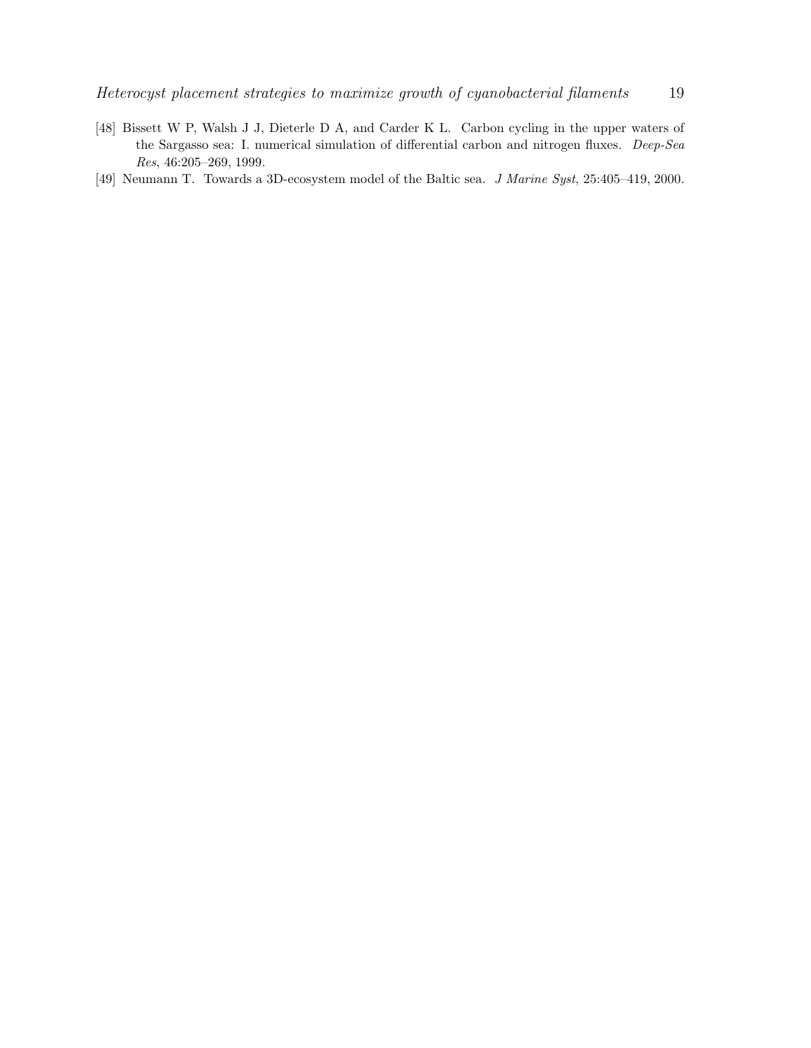[48] Bissett W P, Walsh J J, Dieterle D A, and Carder K L. Carbon cycling in the upper waters of the Sargasso sea: I. numerical simulation of differential carbon and nitrogen fluxes. *Deep-Sea Res*, 46:205–269, 1999.

[49] Neumann T. Towards a 3D-ecosystem model of the Baltic sea. *J Marine Syst*, 25:405–419, 2000.